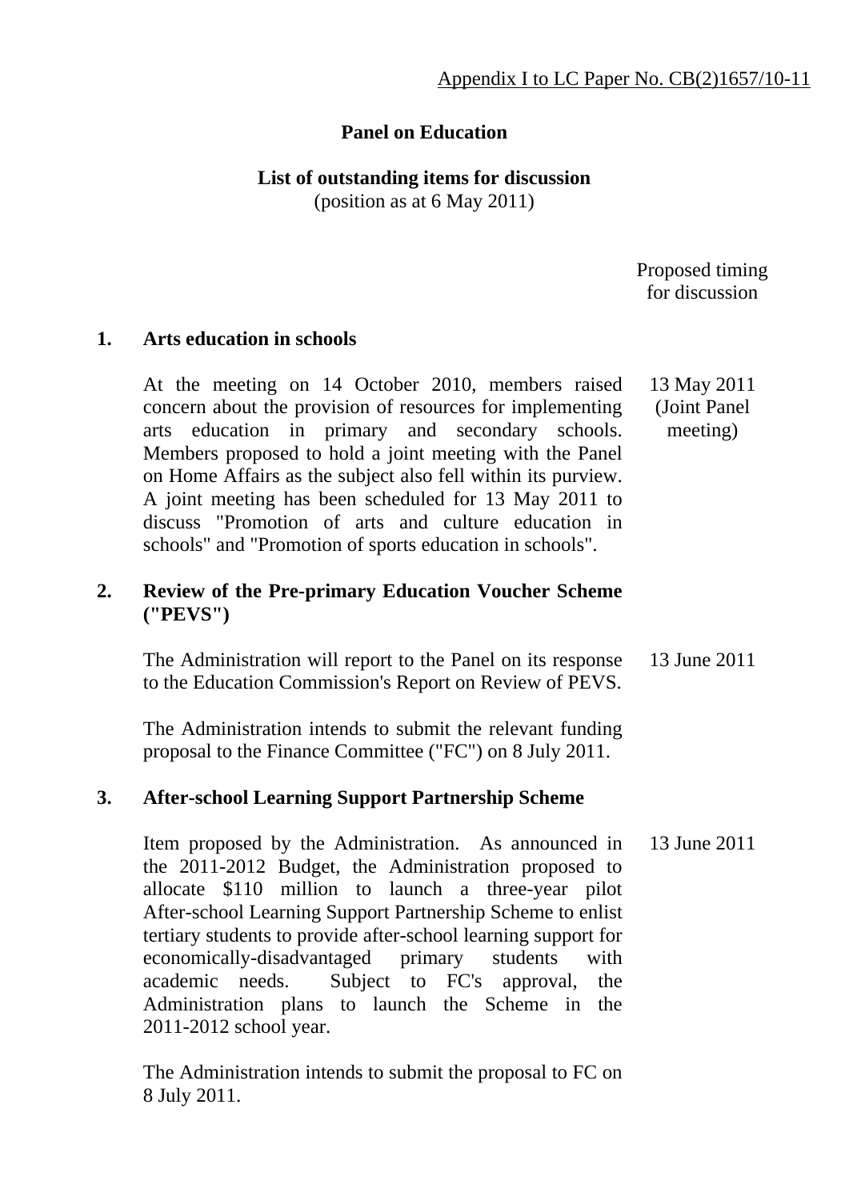Appendix I to LC Paper No. CB(2)1657/10-11

# Panel on Education

## List of outstanding items for discussion

(position as at 6 May 2011)

| | | Proposed timing for discussion |
|---|---|---|
| **1.** | **Arts education in schools** | |
| | At the meeting on 14 October 2010, members raised concern about the provision of resources for implementing arts education in primary and secondary schools. Members proposed to hold a joint meeting with the Panel on Home Affairs as the subject also fell within its purview. A joint meeting has been scheduled for 13 May 2011 to discuss "Promotion of arts and culture education in schools" and "Promotion of sports education in schools". | 13 May 2011 (Joint Panel meeting) |
| **2.** | **Review of the Pre-primary Education Voucher Scheme ("PEVS")** | |
| | The Administration will report to the Panel on its response to the Education Commission's Report on Review of PEVS.<br><br>The Administration intends to submit the relevant funding proposal to the Finance Committee ("FC") on 8 July 2011. | 13 June 2011 |
| **3.** | **After-school Learning Support Partnership Scheme** | |
| | Item proposed by the Administration. As announced in the 2011-2012 Budget, the Administration proposed to allocate $110 million to launch a three-year pilot After-school Learning Support Partnership Scheme to enlist tertiary students to provide after-school learning support for economically-disadvantaged primary students with academic needs. Subject to FC's approval, the Administration plans to launch the Scheme in the 2011-2012 school year.<br><br>The Administration intends to submit the proposal to FC on 8 July 2011. | 13 June 2011 |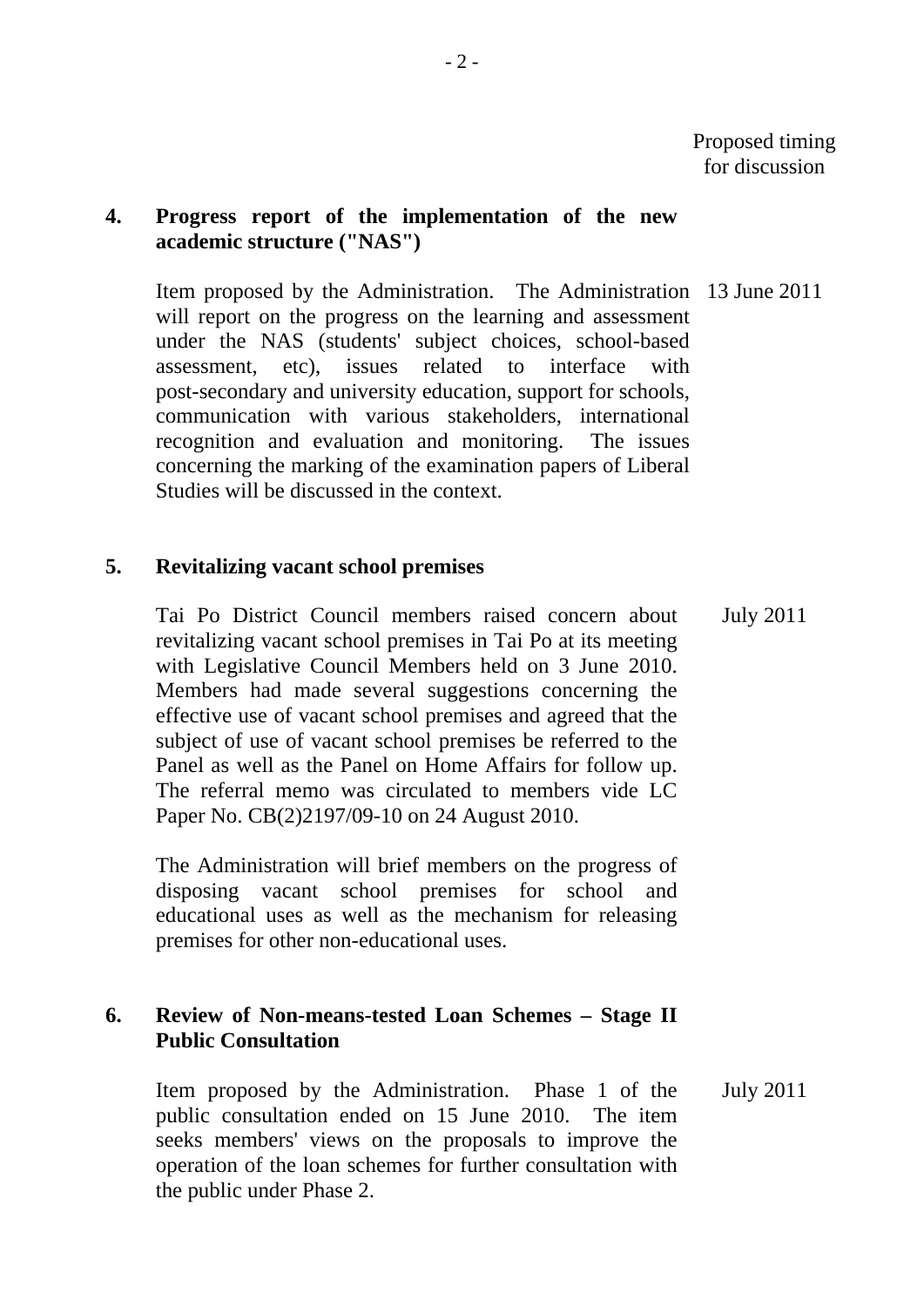Proposed timing for discussion

**4. Progress report of the implementation of the new academic structure ("NAS")**

Item proposed by the Administration. The Administration will report on the progress on the learning and assessment under the NAS (students' subject choices, school-based assessment, etc), issues related to interface with post-secondary and university education, support for schools, communication with various stakeholders, international recognition and evaluation and monitoring. The issues concerning the marking of the examination papers of Liberal Studies will be discussed in the context. — 13 June 2011

**5. Revitalizing vacant school premises**

Tai Po District Council members raised concern about revitalizing vacant school premises in Tai Po at its meeting with Legislative Council Members held on 3 June 2010. Members had made several suggestions concerning the effective use of vacant school premises and agreed that the subject of use of vacant school premises be referred to the Panel as well as the Panel on Home Affairs for follow up. The referral memo was circulated to members vide LC Paper No. CB(2)2197/09-10 on 24 August 2010. — July 2011

The Administration will brief members on the progress of disposing vacant school premises for school and educational uses as well as the mechanism for releasing premises for other non-educational uses.

**6. Review of Non-means-tested Loan Schemes – Stage II Public Consultation**

Item proposed by the Administration. Phase 1 of the public consultation ended on 15 June 2010. The item seeks members' views on the proposals to improve the operation of the loan schemes for further consultation with the public under Phase 2. — July 2011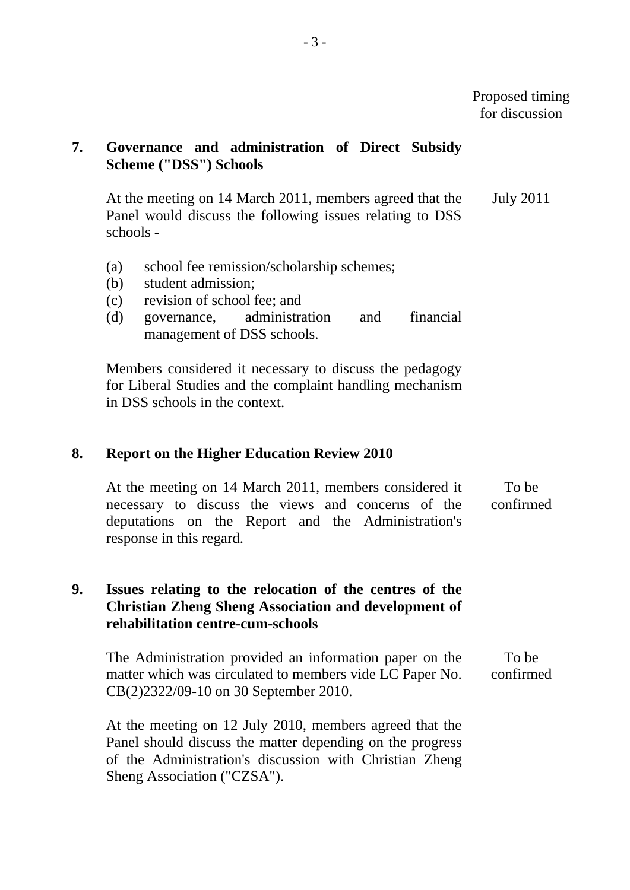Proposed timing for discussion

**7. Governance and administration of Direct Subsidy Scheme ("DSS") Schools**

At the meeting on 14 March 2011, members agreed that the Panel would discuss the following issues relating to DSS schools - — July 2011

(a) school fee remission/scholarship schemes;
(b) student admission;
(c) revision of school fee; and
(d) governance, administration and financial management of DSS schools.

Members considered it necessary to discuss the pedagogy for Liberal Studies and the complaint handling mechanism in DSS schools in the context.

**8. Report on the Higher Education Review 2010**

At the meeting on 14 March 2011, members considered it necessary to discuss the views and concerns of the deputations on the Report and the Administration's response in this regard. — To be confirmed

**9. Issues relating to the relocation of the centres of the Christian Zheng Sheng Association and development of rehabilitation centre-cum-schools**

The Administration provided an information paper on the matter which was circulated to members vide LC Paper No. CB(2)2322/09-10 on 30 September 2010. — To be confirmed

At the meeting on 12 July 2010, members agreed that the Panel should discuss the matter depending on the progress of the Administration's discussion with Christian Zheng Sheng Association ("CZSA").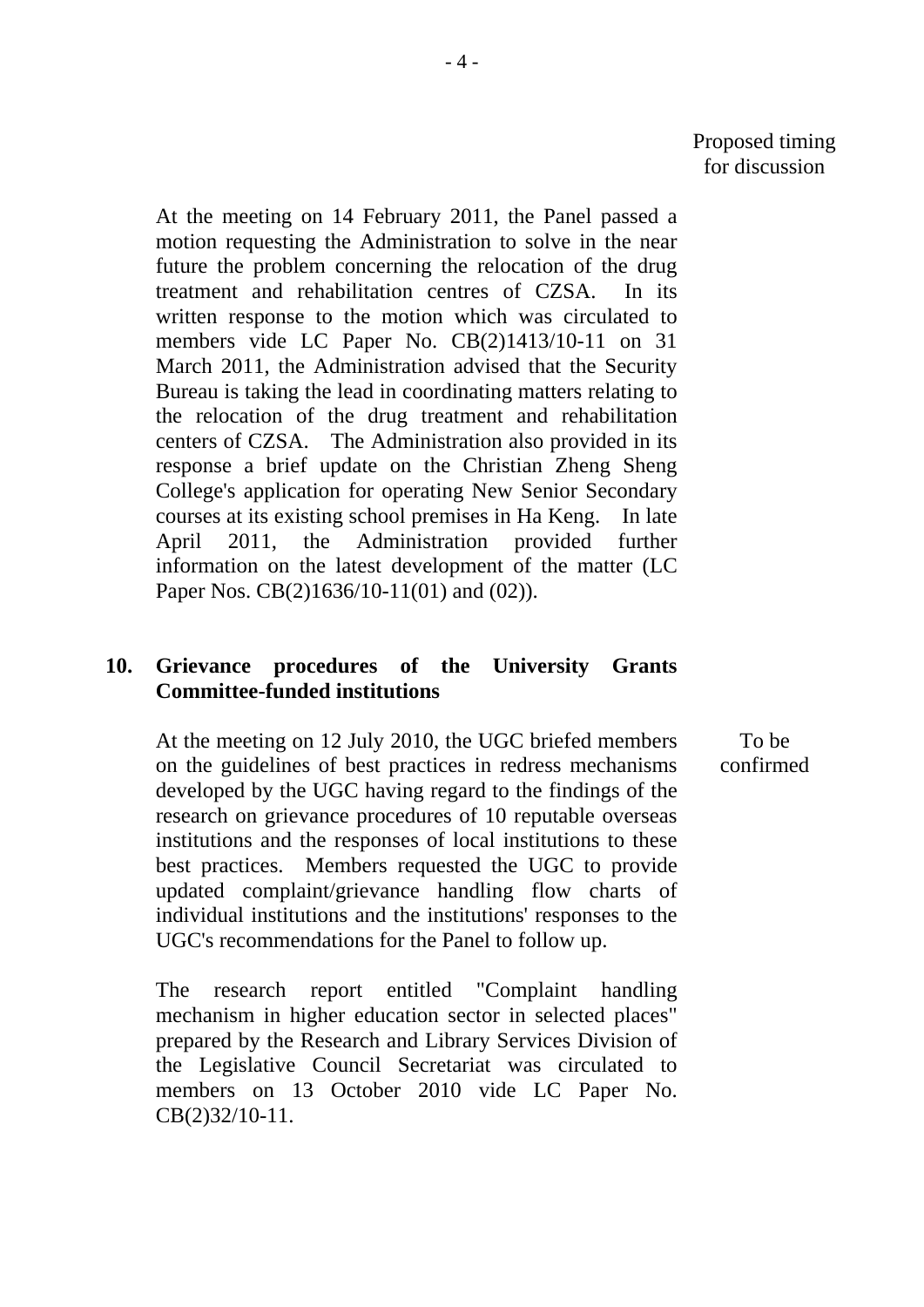Proposed timing for discussion

At the meeting on 14 February 2011, the Panel passed a motion requesting the Administration to solve in the near future the problem concerning the relocation of the drug treatment and rehabilitation centres of CZSA. In its written response to the motion which was circulated to members vide LC Paper No. CB(2)1413/10-11 on 31 March 2011, the Administration advised that the Security Bureau is taking the lead in coordinating matters relating to the relocation of the drug treatment and rehabilitation centers of CZSA. The Administration also provided in its response a brief update on the Christian Zheng Sheng College's application for operating New Senior Secondary courses at its existing school premises in Ha Keng. In late April 2011, the Administration provided further information on the latest development of the matter (LC Paper Nos. CB(2)1636/10-11(01) and (02)).

**10. Grievance procedures of the University Grants Committee-funded institutions**

At the meeting on 12 July 2010, the UGC briefed members on the guidelines of best practices in redress mechanisms developed by the UGC having regard to the findings of the research on grievance procedures of 10 reputable overseas institutions and the responses of local institutions to these best practices. Members requested the UGC to provide updated complaint/grievance handling flow charts of individual institutions and the institutions' responses to the UGC's recommendations for the Panel to follow up.

To be confirmed

The research report entitled "Complaint handling mechanism in higher education sector in selected places" prepared by the Research and Library Services Division of the Legislative Council Secretariat was circulated to members on 13 October 2010 vide LC Paper No. CB(2)32/10-11.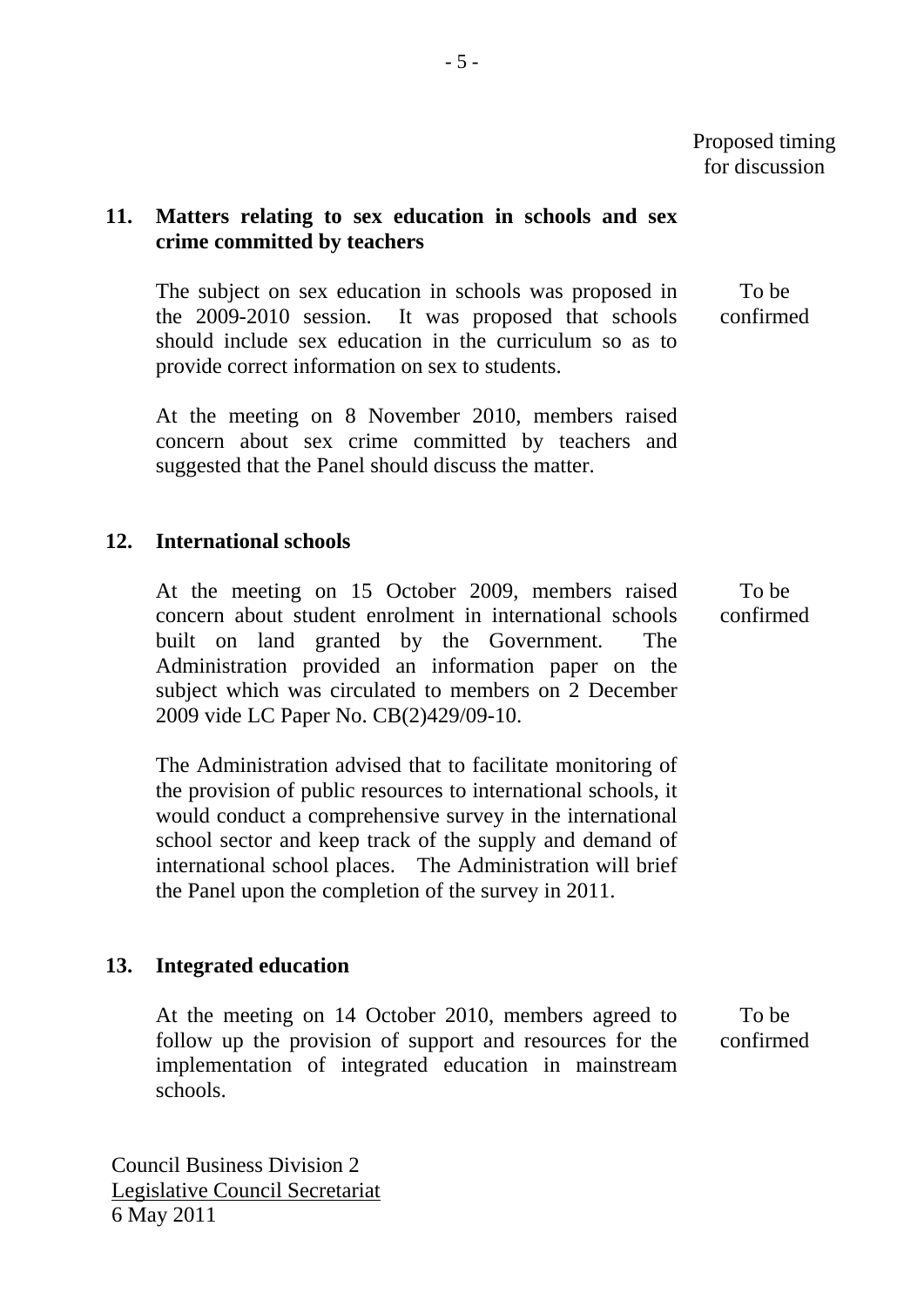Proposed timing for discussion

**11. Matters relating to sex education in schools and sex crime committed by teachers**

The subject on sex education in schools was proposed in the 2009-2010 session. It was proposed that schools should include sex education in the curriculum so as to provide correct information on sex to students. — To be confirmed

At the meeting on 8 November 2010, members raised concern about sex crime committed by teachers and suggested that the Panel should discuss the matter.

**12. International schools**

At the meeting on 15 October 2009, members raised concern about student enrolment in international schools built on land granted by the Government. The Administration provided an information paper on the subject which was circulated to members on 2 December 2009 vide LC Paper No. CB(2)429/09-10. — To be confirmed

The Administration advised that to facilitate monitoring of the provision of public resources to international schools, it would conduct a comprehensive survey in the international school sector and keep track of the supply and demand of international school places. The Administration will brief the Panel upon the completion of the survey in 2011.

**13. Integrated education**

At the meeting on 14 October 2010, members agreed to follow up the provision of support and resources for the implementation of integrated education in mainstream schools. — To be confirmed

Council Business Division 2
Legislative Council Secretariat
6 May 2011